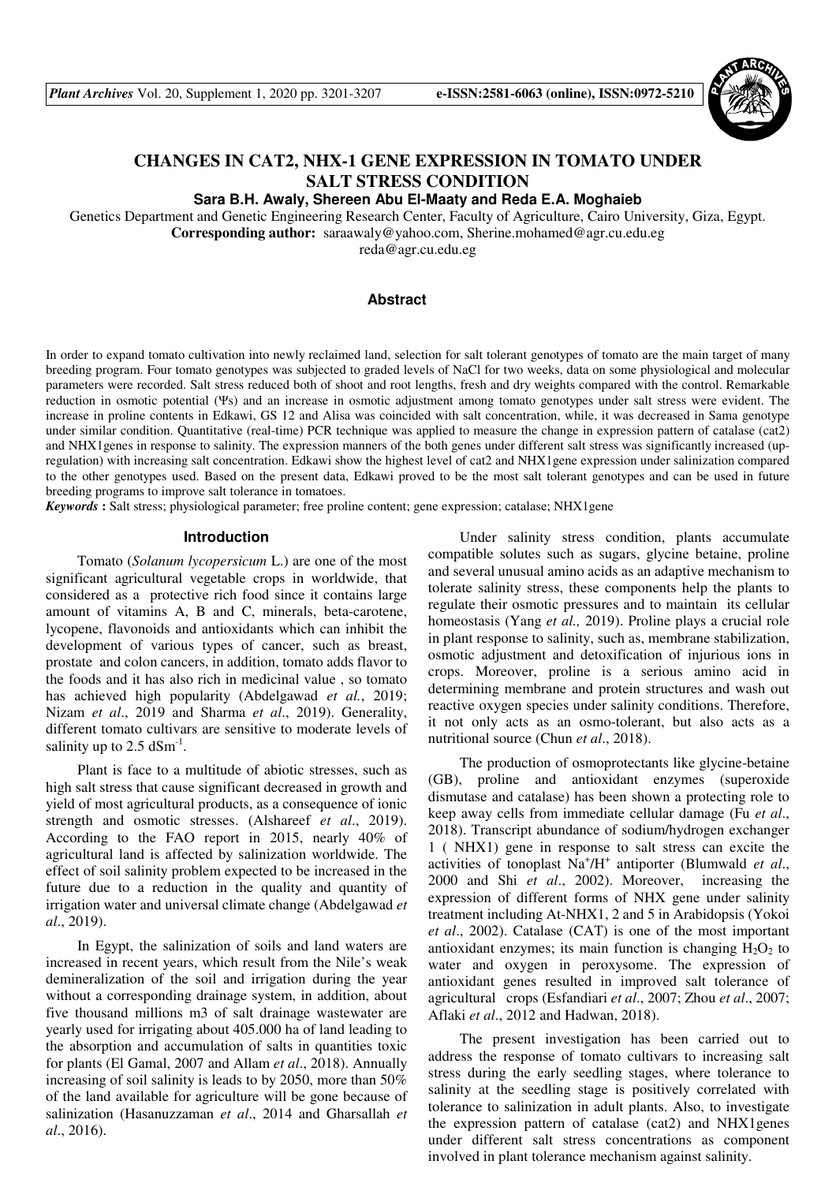# CHANGES IN CAT2, NHX-1 GENE EXPRESSION IN TOMATO UNDER SALT STRESS CONDITION

**Sara B.H. Awaly, Shereen Abu El-Maaty and Reda E.A. Moghaieb**

Genetics Department and Genetic Engineering Research Center, Faculty of Agriculture, Cairo University, Giza, Egypt.

**Corresponding author:** saraawaly@yahoo.com, Sherine.mohamed@agr.cu.edu.eg

reda@agr.cu.edu.eg

## Abstract

In order to expand tomato cultivation into newly reclaimed land, selection for salt tolerant genotypes of tomato are the main target of many breeding program. Four tomato genotypes was subjected to graded levels of NaCl for two weeks, data on some physiological and molecular parameters were recorded. Salt stress reduced both of shoot and root lengths, fresh and dry weights compared with the control. Remarkable reduction in osmotic potential (Ψs) and an increase in osmotic adjustment among tomato genotypes under salt stress were evident. The increase in proline contents in Edkawi, GS 12 and Alisa was coincided with salt concentration, while, it was decreased in Sama genotype under similar condition. Quantitative (real-time) PCR technique was applied to measure the change in expression pattern of catalase (cat2) and NHX1genes in response to salinity. The expression manners of the both genes under different salt stress was significantly increased (up-regulation) with increasing salt concentration. Edkawi show the highest level of cat2 and NHX1gene expression under salinization compared to the other genotypes used. Based on the present data, Edkawi proved to be the most salt tolerant genotypes and can be used in future breeding programs to improve salt tolerance in tomatoes.

***Keywords*** **:** Salt stress; physiological parameter; free proline content; gene expression; catalase; NHX1gene

## Introduction

Tomato (*Solanum lycopersicum* L.) are one of the most significant agricultural vegetable crops in worldwide, that considered as a protective rich food since it contains large amount of vitamins A, B and C, minerals, beta-carotene, lycopene, flavonoids and antioxidants which can inhibit the development of various types of cancer, such as breast, prostate and colon cancers, in addition, tomato adds flavor to the foods and it has also rich in medicinal value , so tomato has achieved high popularity (Abdelgawad *et al.*, 2019; Nizam *et al*., 2019 and Sharma *et al*., 2019). Generality, different tomato cultivars are sensitive to moderate levels of salinity up to 2.5 $dSm^{-1}$.

Plant is face to a multitude of abiotic stresses, such as high salt stress that cause significant decreased in growth and yield of most agricultural products, as a consequence of ionic strength and osmotic stresses. (Alshareef *et al*., 2019). According to the FAO report in 2015, nearly 40% of agricultural land is affected by salinization worldwide. The effect of soil salinity problem expected to be increased in the future due to a reduction in the quality and quantity of irrigation water and universal climate change (Abdelgawad *et al*., 2019).

In Egypt, the salinization of soils and land waters are increased in recent years, which result from the Nile's weak demineralization of the soil and irrigation during the year without a corresponding drainage system, in addition, about five thousand millions m3 of salt drainage wastewater are yearly used for irrigating about 405.000 ha of land leading to the absorption and accumulation of salts in quantities toxic for plants (El Gamal, 2007 and Allam *et al*., 2018). Annually increasing of soil salinity is leads to by 2050, more than 50% of the land available for agriculture will be gone because of salinization (Hasanuzzaman *et al*., 2014 and Gharsallah *et al*., 2016).

Under salinity stress condition, plants accumulate compatible solutes such as sugars, glycine betaine, proline and several unusual amino acids as an adaptive mechanism to tolerate salinity stress, these components help the plants to regulate their osmotic pressures and to maintain its cellular homeostasis (Yang *et al.,* 2019). Proline plays a crucial role in plant response to salinity, such as, membrane stabilization, osmotic adjustment and detoxification of injurious ions in crops. Moreover, proline is a serious amino acid in determining membrane and protein structures and wash out reactive oxygen species under salinity conditions. Therefore, it not only acts as an osmo-tolerant, but also acts as a nutritional source (Chun *et al*., 2018).

The production of osmoprotectants like glycine-betaine (GB), proline and antioxidant enzymes (superoxide dismutase and catalase) has been shown a protecting role to keep away cells from immediate cellular damage (Fu *et al*., 2018). Transcript abundance of sodium/hydrogen exchanger 1 ( NHX1) gene in response to salt stress can excite the activities of tonoplast $Na^+/H^+$ antiporter (Blumwald *et al*., 2000 and Shi *et al*., 2002). Moreover, increasing the expression of different forms of NHX gene under salinity treatment including At-NHX1, 2 and 5 in Arabidopsis (Yokoi *et al*., 2002). Catalase (CAT) is one of the most important antioxidant enzymes; its main function is changing $H_2O_2$ to water and oxygen in peroxysome. The expression of antioxidant genes resulted in improved salt tolerance of agricultural crops (Esfandiari *et al*., 2007; Zhou *et al*., 2007; Aflaki *et al*., 2012 and Hadwan, 2018).

The present investigation has been carried out to address the response of tomato cultivars to increasing salt stress during the early seedling stages, where tolerance to salinity at the seedling stage is positively correlated with tolerance to salinization in adult plants. Also, to investigate the expression pattern of catalase (cat2) and NHX1genes under different salt stress concentrations as component involved in plant tolerance mechanism against salinity.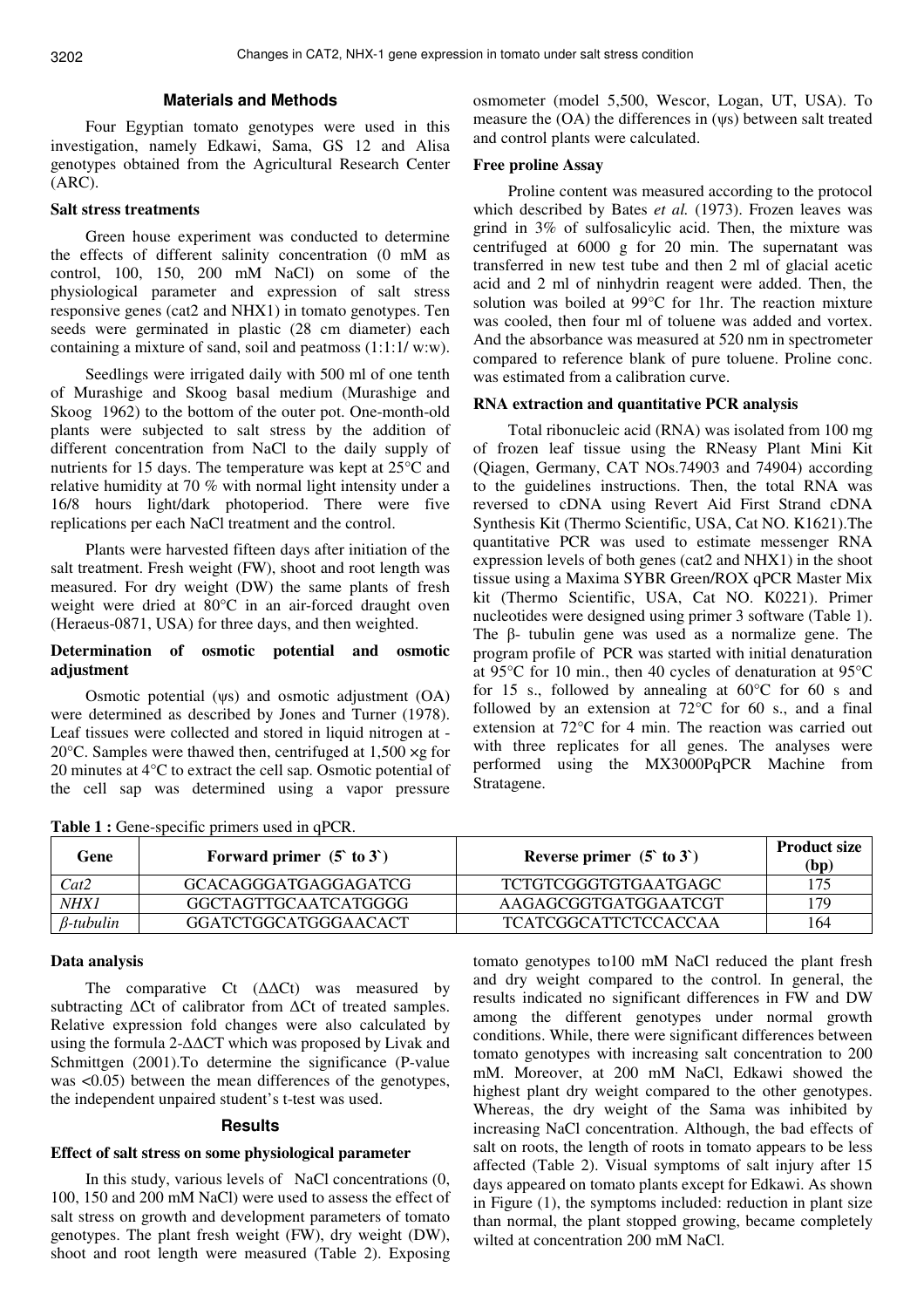## Materials and Methods

Four Egyptian tomato genotypes were used in this investigation, namely Edkawi, Sama, GS 12 and Alisa genotypes obtained from the Agricultural Research Center (ARC).

### Salt stress treatments

Green house experiment was conducted to determine the effects of different salinity concentration (0 mM as control, 100, 150, 200 mM NaCl) on some of the physiological parameter and expression of salt stress responsive genes (cat2 and NHX1) in tomato genotypes. Ten seeds were germinated in plastic (28 cm diameter) each containing a mixture of sand, soil and peatmoss (1:1:1/ w:w).

Seedlings were irrigated daily with 500 ml of one tenth of Murashige and Skoog basal medium (Murashige and Skoog 1962) to the bottom of the outer pot. One-month-old plants were subjected to salt stress by the addition of different concentration from NaCl to the daily supply of nutrients for 15 days. The temperature was kept at 25°C and relative humidity at 70 % with normal light intensity under a 16/8 hours light/dark photoperiod. There were five replications per each NaCl treatment and the control.

Plants were harvested fifteen days after initiation of the salt treatment. Fresh weight (FW), shoot and root length was measured. For dry weight (DW) the same plants of fresh weight were dried at 80°C in an air-forced draught oven (Heraeus-0871, USA) for three days, and then weighted.

### Determination of osmotic potential and osmotic adjustment

Osmotic potential ($\psi s$) and osmotic adjustment (OA) were determined as described by Jones and Turner (1978). Leaf tissues were collected and stored in liquid nitrogen at -20°C. Samples were thawed then, centrifuged at 1,500 ×g for 20 minutes at 4°C to extract the cell sap. Osmotic potential of the cell sap was determined using a vapor pressure osmometer (model 5,500, Wescor, Logan, UT, USA). To measure the (OA) the differences in ($\psi s$) between salt treated and control plants were calculated.

### Free proline Assay

Proline content was measured according to the protocol which described by Bates *et al.* (1973). Frozen leaves was grind in 3% of sulfosalicylic acid. Then, the mixture was centrifuged at 6000 g for 20 min. The supernatant was transferred in new test tube and then 2 ml of glacial acetic acid and 2 ml of ninhydrin reagent were added. Then, the solution was boiled at 99°C for 1hr. The reaction mixture was cooled, then four ml of toluene was added and vortex. And the absorbance was measured at 520 nm in spectrometer compared to reference blank of pure toluene. Proline conc. was estimated from a calibration curve.

### RNA extraction and quantitative PCR analysis

Total ribonucleic acid (RNA) was isolated from 100 mg of frozen leaf tissue using the RNeasy Plant Mini Kit (Qiagen, Germany, CAT NOs.74903 and 74904) according to the guidelines instructions. Then, the total RNA was reversed to cDNA using Revert Aid First Strand cDNA Synthesis Kit (Thermo Scientific, USA, Cat NO. K1621).The quantitative PCR was used to estimate messenger RNA expression levels of both genes (cat2 and NHX1) in the shoot tissue using a Maxima SYBR Green/ROX qPCR Master Mix kit (Thermo Scientific, USA, Cat NO. K0221). Primer nucleotides were designed using primer 3 software (Table 1). The β- tubulin gene was used as a normalize gene. The program profile of PCR was started with initial denaturation at 95°C for 10 min., then 40 cycles of denaturation at 95°C for 15 s., followed by annealing at 60°C for 60 s and followed by an extension at 72°C for 60 s., and a final extension at 72°C for 4 min. The reaction was carried out with three replicates for all genes. The analyses were performed using the MX3000PqPCR Machine from Stratagene.

**Table 1 :** Gene-specific primers used in qPCR.

| Gene | Forward primer (5` to 3`) | Reverse primer (5` to 3`) | Product size (bp) |
|---|---|---|---|
| *Cat2* | GCACAGGGATGAGGAGATCG | TCTGTCGGGTGTGAATGAGC | 175 |
| *NHX1* | GGCTAGTTGCAATCATGGGG | AAGAGCGGTGATGGAATCGT | 179 |
| *β-tubulin* | GGATCTGGCATGGGAACACT | TCATCGGCATTCTCCACCAA | 164 |

### Data analysis

The comparative Ct (ΔΔCt) was measured by subtracting ΔCt of calibrator from ΔCt of treated samples. Relative expression fold changes were also calculated by using the formula $2^{-\Delta\Delta CT}$ which was proposed by Livak and Schmittgen (2001).To determine the significance (P-value was <0.05) between the mean differences of the genotypes, the independent unpaired student's t-test was used.

## Results

### Effect of salt stress on some physiological parameter

In this study, various levels of NaCl concentrations (0, 100, 150 and 200 mM NaCl) were used to assess the effect of salt stress on growth and development parameters of tomato genotypes. The plant fresh weight (FW), dry weight (DW), shoot and root length were measured (Table 2). Exposing tomato genotypes to100 mM NaCl reduced the plant fresh and dry weight compared to the control. In general, the results indicated no significant differences in FW and DW among the different genotypes under normal growth conditions. While, there were significant differences between tomato genotypes with increasing salt concentration to 200 mM. Moreover, at 200 mM NaCl, Edkawi showed the highest plant dry weight compared to the other genotypes. Whereas, the dry weight of the Sama was inhibited by increasing NaCl concentration. Although, the bad effects of salt on roots, the length of roots in tomato appears to be less affected (Table 2). Visual symptoms of salt injury after 15 days appeared on tomato plants except for Edkawi. As shown in Figure (1), the symptoms included: reduction in plant size than normal, the plant stopped growing, became completely wilted at concentration 200 mM NaCl.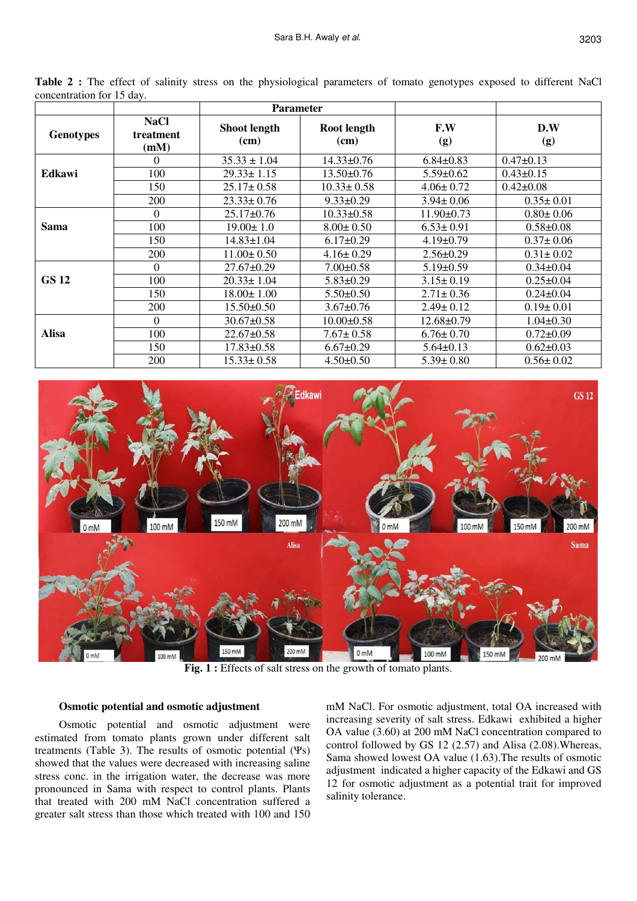**Table 2 :** The effect of salinity stress on the physiological parameters of tomato genotypes exposed to different NaCl concentration for 15 day.

| Genotypes | NaCl treatment (mM) | Parameter | | | |
|---|---|---|---|---|---|
| | | Shoot length (cm) | Root length (cm) | F.W (g) | D.W (g) |
| **Edkawi** | 0 | 35.33 ± 1.04 | 14.33±0.76 | 6.84±0.83 | 0.47±0.13 |
| | 100 | 29.33± 1.15 | 13.50±0.76 | 5.59±0.62 | 0.43±0.15 |
| | 150 | 25.17± 0.58 | 10.33± 0.58 | 4.06± 0.72 | 0.42±0.08 |
| | 200 | 23.33± 0.76 | 9.33±0.29 | 3.94± 0.06 | 0.35± 0.01 |
| **Sama** | 0 | 25.17±0.76 | 10.33±0.58 | 11.90±0.73 | 0.80± 0.06 |
| | 100 | 19.00± 1.0 | 8.00± 0.50 | 6.53± 0.91 | 0.58±0.08 |
| | 150 | 14.83±1.04 | 6.17±0.29 | 4.19±0.79 | 0.37± 0.06 |
| | 200 | 11.00± 0.50 | 4.16± 0.29 | 2.56±0.29 | 0.31± 0.02 |
| **GS 12** | 0 | 27.67±0.29 | 7.00±0.58 | 5.19±0.59 | 0.34±0.04 |
| | 100 | 20.33± 1.04 | 5.83±0.29 | 3.15± 0.19 | 0.25±0.04 |
| | 150 | 18.00± 1.00 | 5.50±0.50 | 2.71± 0.36 | 0.24±0.04 |
| | 200 | 15.50±0.50 | 3.67±0.76 | 2.49± 0.12 | 0.19± 0.01 |
| **Alisa** | 0 | 30.67±0.58 | 10.00±0.58 | 12.68±0.79 | 1.04±0.30 |
| | 100 | 22.67±0.58 | 7.67± 0.58 | 6.76± 0.70 | 0.72±0.09 |
| | 150 | 17.83±0.58 | 6.67±0.29 | 5.64±0.13 | 0.62±0.03 |
| | 200 | 15.33± 0.58 | 4.50±0.50 | 5.39± 0.80 | 0.56± 0.02 |

**Fig. 1 :** Effects of salt stress on the growth of tomato plants.

### Osmotic potential and osmotic adjustment

Osmotic potential and osmotic adjustment were estimated from tomato plants grown under different salt treatments (Table 3). The results of osmotic potential (Ψs) showed that the values were decreased with increasing saline stress conc. in the irrigation water, the decrease was more pronounced in Sama with respect to control plants. Plants that treated with 200 mM NaCl concentration suffered a greater salt stress than those which treated with 100 and 150 mM NaCl. For osmotic adjustment, total OA increased with increasing severity of salt stress. Edkawi exhibited a higher OA value (3.60) at 200 mM NaCl concentration compared to control followed by GS 12 (2.57) and Alisa (2.08).Whereas, Sama showed lowest OA value (1.63).The results of osmotic adjustment indicated a higher capacity of the Edkawi and GS 12 for osmotic adjustment as a potential trait for improved salinity tolerance.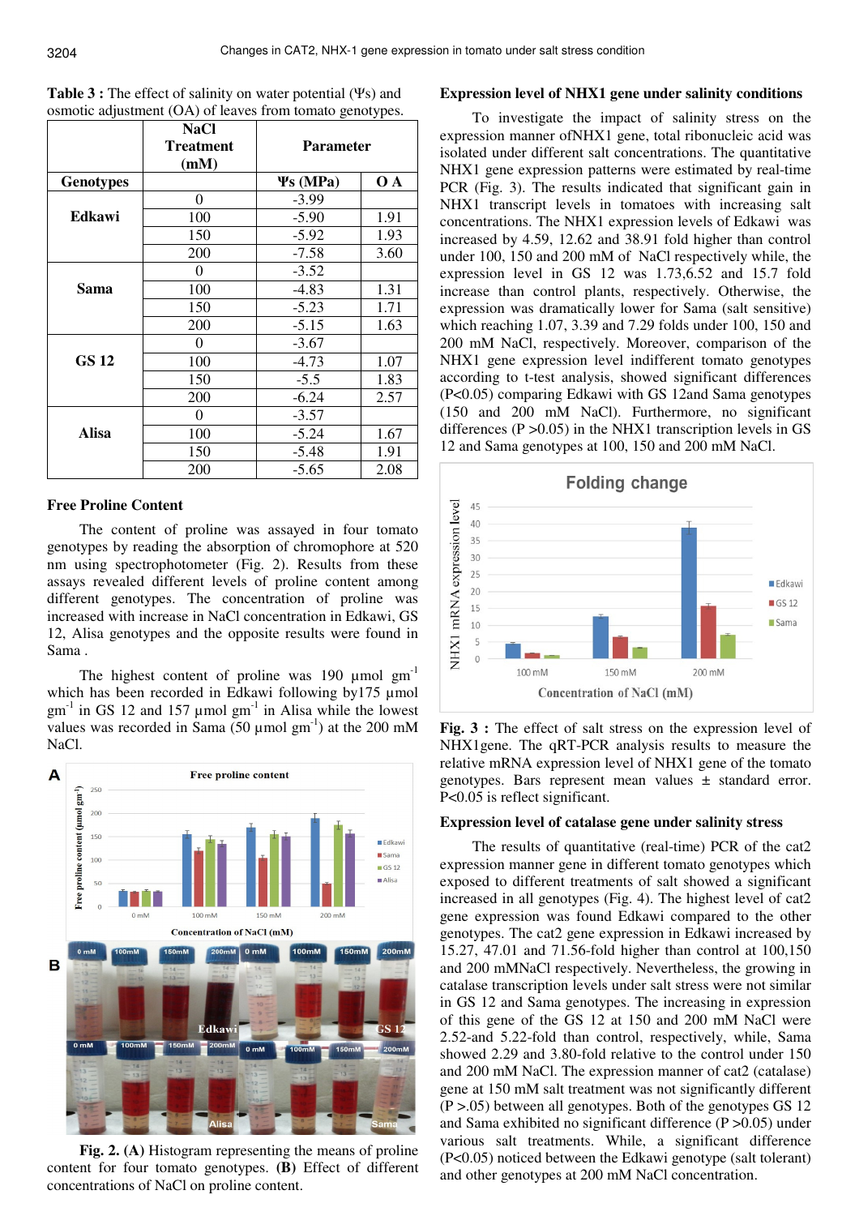**Table 3 :** The effect of salinity on water potential (Ψs) and osmotic adjustment (OA) of leaves from tomato genotypes.

| Genotypes | NaCl Treatment (mM) | Ψs (MPa) | O A |
|---|---|---|---|
| Edkawi | 0 | -3.99 | |
| | 100 | -5.90 | 1.91 |
| | 150 | -5.92 | 1.93 |
| | 200 | -7.58 | 3.60 |
| Sama | 0 | -3.52 | |
| | 100 | -4.83 | 1.31 |
| | 150 | -5.23 | 1.71 |
| | 200 | -5.15 | 1.63 |
| GS 12 | 0 | -3.67 | |
| | 100 | -4.73 | 1.07 |
| | 150 | -5.5 | 1.83 |
| | 200 | -6.24 | 2.57 |
| Alisa | 0 | -3.57 | |
| | 100 | -5.24 | 1.67 |
| | 150 | -5.48 | 1.91 |
| | 200 | -5.65 | 2.08 |

### Free Proline Content

The content of proline was assayed in four tomato genotypes by reading the absorption of chromophore at 520 nm using spectrophotometer (Fig. 2). Results from these assays revealed different levels of proline content among different genotypes. The concentration of proline was increased with increase in NaCl concentration in Edkawi, GS 12, Alisa genotypes and the opposite results were found in Sama .

The highest content of proline was 190 µmol gm$^{-1}$ which has been recorded in Edkawi following by175 µmol gm$^{-1}$ in GS 12 and 157 µmol gm$^{-1}$ in Alisa while the lowest values was recorded in Sama (50 µmol gm$^{-1}$) at the 200 mM NaCl.

**Fig. 2. (A)** Histogram representing the means of proline content for four tomato genotypes. **(B)** Effect of different concentrations of NaCl on proline content.

### Expression level of NHX1 gene under salinity conditions

To investigate the impact of salinity stress on the expression manner ofNHX1 gene, total ribonucleic acid was isolated under different salt concentrations. The quantitative NHX1 gene expression patterns were estimated by real-time PCR (Fig. 3). The results indicated that significant gain in NHX1 transcript levels in tomatoes with increasing salt concentrations. The NHX1 expression levels of Edkawi was increased by 4.59, 12.62 and 38.91 fold higher than control under 100, 150 and 200 mM of NaCl respectively while, the expression level in GS 12 was 1.73,6.52 and 15.7 fold increase than control plants, respectively. Otherwise, the expression was dramatically lower for Sama (salt sensitive) which reaching 1.07, 3.39 and 7.29 folds under 100, 150 and 200 mM NaCl, respectively. Moreover, comparison of the NHX1 gene expression level indifferent tomato genotypes according to t-test analysis, showed significant differences (P<0.05) comparing Edkawi with GS 12and Sama genotypes (150 and 200 mM NaCl). Furthermore, no significant differences (P >0.05) in the NHX1 transcription levels in GS 12 and Sama genotypes at 100, 150 and 200 mM NaCl.

**Fig. 3 :** The effect of salt stress on the expression level of NHX1gene. The qRT-PCR analysis results to measure the relative mRNA expression level of NHX1 gene of the tomato genotypes. Bars represent mean values ± standard error. P<0.05 is reflect significant.

### Expression level of catalase gene under salinity stress

The results of quantitative (real-time) PCR of the cat2 expression manner gene in different tomato genotypes which exposed to different treatments of salt showed a significant increased in all genotypes (Fig. 4). The highest level of cat2 gene expression was found Edkawi compared to the other genotypes. The cat2 gene expression in Edkawi increased by 15.27, 47.01 and 71.56-fold higher than control at 100,150 and 200 mMNaCl respectively. Nevertheless, the growing in catalase transcription levels under salt stress were not similar in GS 12 and Sama genotypes. The increasing in expression of this gene of the GS 12 at 150 and 200 mM NaCl were 2.52-and 5.22-fold than control, respectively, while, Sama showed 2.29 and 3.80-fold relative to the control under 150 and 200 mM NaCl. The expression manner of cat2 (catalase) gene at 150 mM salt treatment was not significantly different (P >.05) between all genotypes. Both of the genotypes GS 12 and Sama exhibited no significant difference (P >0.05) under various salt treatments. While, a significant difference (P<0.05) noticed between the Edkawi genotype (salt tolerant) and other genotypes at 200 mM NaCl concentration.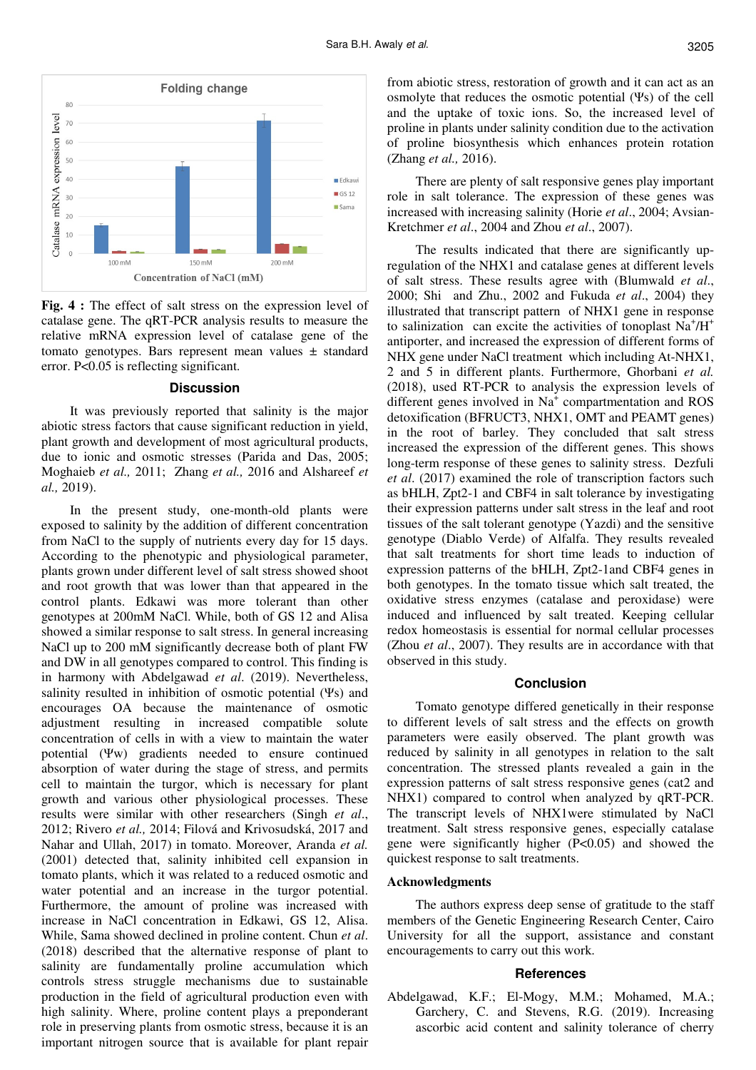**Fig. 4 :** The effect of salt stress on the expression level of catalase gene. The qRT-PCR analysis results to measure the relative mRNA expression level of catalase gene of the tomato genotypes. Bars represent mean values ± standard error. P<0.05 is reflecting significant.

## Discussion

It was previously reported that salinity is the major abiotic stress factors that cause significant reduction in yield, plant growth and development of most agricultural products, due to ionic and osmotic stresses (Parida and Das, 2005; Moghaieb *et al.,* 2011; Zhang *et al.,* 2016 and Alshareef *et al.,* 2019).

In the present study, one-month-old plants were exposed to salinity by the addition of different concentration from NaCl to the supply of nutrients every day for 15 days. According to the phenotypic and physiological parameter, plants grown under different level of salt stress showed shoot and root growth that was lower than that appeared in the control plants. Edkawi was more tolerant than other genotypes at 200mM NaCl. While, both of GS 12 and Alisa showed a similar response to salt stress. In general increasing NaCl up to 200 mM significantly decrease both of plant FW and DW in all genotypes compared to control. This finding is in harmony with Abdelgawad *et al.* (2019). Nevertheless, salinity resulted in inhibition of osmotic potential (Ψs) and encourages OA because the maintenance of osmotic adjustment resulting in increased compatible solute concentration of cells in with a view to maintain the water potential (Ψw) gradients needed to ensure continued absorption of water during the stage of stress, and permits cell to maintain the turgor, which is necessary for plant growth and various other physiological processes. These results were similar with other researchers (Singh *et al.*, 2012; Rivero *et al.,* 2014; Filová and Krivosudská, 2017 and Nahar and Ullah, 2017) in tomato. Moreover, Aranda *et al.* (2001) detected that, salinity inhibited cell expansion in tomato plants, which it was related to a reduced osmotic and water potential and an increase in the turgor potential. Furthermore, the amount of proline was increased with increase in NaCl concentration in Edkawi, GS 12, Alisa. While, Sama showed declined in proline content. Chun *et al*. (2018) described that the alternative response of plant to salinity are fundamentally proline accumulation which controls stress struggle mechanisms due to sustainable production in the field of agricultural production even with high salinity. Where, proline content plays a preponderant role in preserving plants from osmotic stress, because it is an important nitrogen source that is available for plant repair from abiotic stress, restoration of growth and it can act as an osmolyte that reduces the osmotic potential (Ψs) of the cell and the uptake of toxic ions. So, the increased level of proline in plants under salinity condition due to the activation of proline biosynthesis which enhances protein rotation (Zhang *et al.,* 2016).

There are plenty of salt responsive genes play important role in salt tolerance. The expression of these genes was increased with increasing salinity (Horie *et al*., 2004; Avsian-Kretchmer *et al*., 2004 and Zhou *et al*., 2007).

The results indicated that there are significantly up-regulation of the NHX1 and catalase genes at different levels of salt stress. These results agree with (Blumwald *et al*., 2000; Shi and Zhu., 2002 and Fukuda *et al*., 2004) they illustrated that transcript pattern of NHX1 gene in response to salinization can excite the activities of tonoplast $Na^{+}/H^{+}$ antiporter, and increased the expression of different forms of NHX gene under NaCl treatment which including At-NHX1, 2 and 5 in different plants. Furthermore, Ghorbani *et al.* (2018), used RT-PCR to analysis the expression levels of different genes involved in $Na^{+}$ compartmentation and ROS detoxification (BFRUCT3, NHX1, OMT and PEAMT genes) in the root of barley. They concluded that salt stress increased the expression of the different genes. This shows long-term response of these genes to salinity stress. Dezfuli *et al.* (2017) examined the role of transcription factors such as bHLH, Zpt2-1 and CBF4 in salt tolerance by investigating their expression patterns under salt stress in the leaf and root tissues of the salt tolerant genotype (Yazdi) and the sensitive genotype (Diablo Verde) of Alfalfa. They results revealed that salt treatments for short time leads to induction of expression patterns of the bHLH, Zpt2-1and CBF4 genes in both genotypes. In the tomato tissue which salt treated, the oxidative stress enzymes (catalase and peroxidase) were induced and influenced by salt treated. Keeping cellular redox homeostasis is essential for normal cellular processes (Zhou *et al*., 2007). They results are in accordance with that observed in this study.

## Conclusion

Tomato genotype differed genetically in their response to different levels of salt stress and the effects on growth parameters were easily observed. The plant growth was reduced by salinity in all genotypes in relation to the salt concentration. The stressed plants revealed a gain in the expression patterns of salt stress responsive genes (cat2 and NHX1) compared to control when analyzed by qRT-PCR. The transcript levels of NHX1were stimulated by NaCl treatment. Salt stress responsive genes, especially catalase gene were significantly higher (P<0.05) and showed the quickest response to salt treatments.

### Acknowledgments

The authors express deep sense of gratitude to the staff members of the Genetic Engineering Research Center, Cairo University for all the support, assistance and constant encouragements to carry out this work.

## References

Abdelgawad, K.F.; El-Mogy, M.M.; Mohamed, M.A.; Garchery, C. and Stevens, R.G. (2019). Increasing ascorbic acid content and salinity tolerance of cherry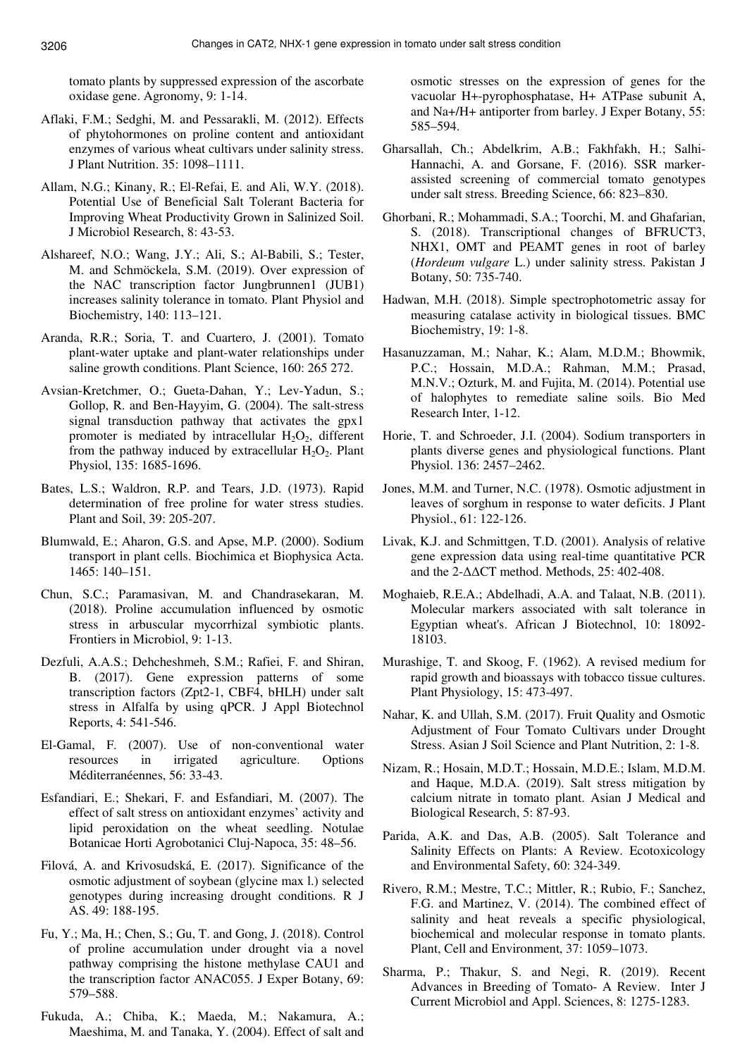tomato plants by suppressed expression of the ascorbate oxidase gene. Agronomy, 9: 1-14.

Aflaki, F.M.; Sedghi, M. and Pessarakli, M. (2012). Effects of phytohormones on proline content and antioxidant enzymes of various wheat cultivars under salinity stress. J Plant Nutrition. 35: 1098–1111.

Allam, N.G.; Kinany, R.; El-Refai, E. and Ali, W.Y. (2018). Potential Use of Beneficial Salt Tolerant Bacteria for Improving Wheat Productivity Grown in Salinized Soil. J Microbiol Research, 8: 43-53.

Alshareef, N.O.; Wang, J.Y.; Ali, S.; Al-Babili, S.; Tester, M. and Schmöckela, S.M. (2019). Over expression of the NAC transcription factor Jungbrunnen1 (JUB1) increases salinity tolerance in tomato. Plant Physiol and Biochemistry, 140: 113–121.

Aranda, R.R.; Soria, T. and Cuartero, J. (2001). Tomato plant-water uptake and plant-water relationships under saline growth conditions. Plant Science, 160: 265 272.

Avsian-Kretchmer, O.; Gueta-Dahan, Y.; Lev-Yadun, S.; Gollop, R. and Ben-Hayyim, G. (2004). The salt-stress signal transduction pathway that activates the gpx1 promoter is mediated by intracellular $H_2O_2$, different from the pathway induced by extracellular $H_2O_2$. Plant Physiol, 135: 1685-1696.

Bates, L.S.; Waldron, R.P. and Tears, J.D. (1973). Rapid determination of free proline for water stress studies. Plant and Soil, 39: 205-207.

Blumwald, E.; Aharon, G.S. and Apse, M.P. (2000). Sodium transport in plant cells. Biochimica et Biophysica Acta. 1465: 140–151.

Chun, S.C.; Paramasivan, M. and Chandrasekaran, M. (2018). Proline accumulation influenced by osmotic stress in arbuscular mycorrhizal symbiotic plants. Frontiers in Microbiol, 9: 1-13.

Dezfuli, A.A.S.; Dehcheshmeh, S.M.; Rafiei, F. and Shiran, B. (2017). Gene expression patterns of some transcription factors (Zpt2-1, CBF4, bHLH) under salt stress in Alfalfa by using qPCR. J Appl Biotechnol Reports, 4: 541-546.

El-Gamal, F. (2007). Use of non-conventional water resources in irrigated agriculture. Options Méditerranéennes, 56: 33-43.

Esfandiari, E.; Shekari, F. and Esfandiari, M. (2007). The effect of salt stress on antioxidant enzymes' activity and lipid peroxidation on the wheat seedling. Notulae Botanicae Horti Agrobotanici Cluj-Napoca, 35: 48–56.

Filová, A. and Krivosudská, E. (2017). Significance of the osmotic adjustment of soybean (glycine max l.) selected genotypes during increasing drought conditions. R J AS. 49: 188-195.

Fu, Y.; Ma, H.; Chen, S.; Gu, T. and Gong, J. (2018). Control of proline accumulation under drought via a novel pathway comprising the histone methylase CAU1 and the transcription factor ANAC055. J Exper Botany, 69: 579–588.

Fukuda, A.; Chiba, K.; Maeda, M.; Nakamura, A.; Maeshima, M. and Tanaka, Y. (2004). Effect of salt and osmotic stresses on the expression of genes for the vacuolar H+-pyrophosphatase, H+ ATPase subunit A, and Na+/H+ antiporter from barley. J Exper Botany, 55: 585–594.

Gharsallah, Ch.; Abdelkrim, A.B.; Fakhfakh, H.; Salhi-Hannachi, A. and Gorsane, F. (2016). SSR marker-assisted screening of commercial tomato genotypes under salt stress. Breeding Science, 66: 823–830.

Ghorbani, R.; Mohammadi, S.A.; Toorchi, M. and Ghafarian, S. (2018). Transcriptional changes of BFRUCT3, NHX1, OMT and PEAMT genes in root of barley (*Hordeum vulgare* L.) under salinity stress. Pakistan J Botany, 50: 735-740.

Hadwan, M.H. (2018). Simple spectrophotometric assay for measuring catalase activity in biological tissues. BMC Biochemistry, 19: 1-8.

Hasanuzzaman, M.; Nahar, K.; Alam, M.D.M.; Bhowmik, P.C.; Hossain, M.D.A.; Rahman, M.M.; Prasad, M.N.V.; Ozturk, M. and Fujita, M. (2014). Potential use of halophytes to remediate saline soils. Bio Med Research Inter, 1-12.

Horie, T. and Schroeder, J.I. (2004). Sodium transporters in plants diverse genes and physiological functions. Plant Physiol. 136: 2457–2462.

Jones, M.M. and Turner, N.C. (1978). Osmotic adjustment in leaves of sorghum in response to water deficits. J Plant Physiol., 61: 122-126.

Livak, K.J. and Schmittgen, T.D. (2001). Analysis of relative gene expression data using real-time quantitative PCR and the 2-ΔΔCT method. Methods, 25: 402-408.

Moghaieb, R.E.A.; Abdelhadi, A.A. and Talaat, N.B. (2011). Molecular markers associated with salt tolerance in Egyptian wheat's. African J Biotechnol, 10: 18092-18103.

Murashige, T. and Skoog, F. (1962). A revised medium for rapid growth and bioassays with tobacco tissue cultures. Plant Physiology, 15: 473-497.

Nahar, K. and Ullah, S.M. (2017). Fruit Quality and Osmotic Adjustment of Four Tomato Cultivars under Drought Stress. Asian J Soil Science and Plant Nutrition, 2: 1-8.

Nizam, R.; Hosain, M.D.T.; Hossain, M.D.E.; Islam, M.D.M. and Haque, M.D.A. (2019). Salt stress mitigation by calcium nitrate in tomato plant. Asian J Medical and Biological Research, 5: 87-93.

Parida, A.K. and Das, A.B. (2005). Salt Tolerance and Salinity Effects on Plants: A Review. Ecotoxicology and Environmental Safety, 60: 324-349.

Rivero, R.M.; Mestre, T.C.; Mittler, R.; Rubio, F.; Sanchez, F.G. and Martinez, V. (2014). The combined effect of salinity and heat reveals a specific physiological, biochemical and molecular response in tomato plants. Plant, Cell and Environment, 37: 1059–1073.

Sharma, P.; Thakur, S. and Negi, R. (2019). Recent Advances in Breeding of Tomato- A Review. Inter J Current Microbiol and Appl. Sciences, 8: 1275-1283.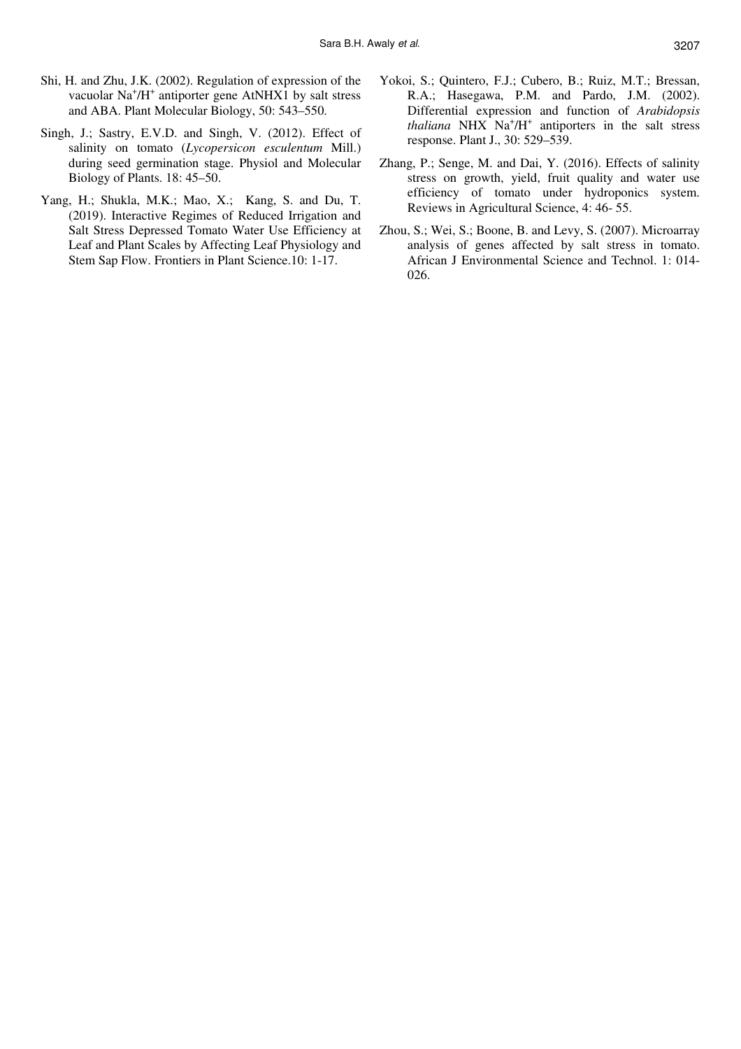Shi, H. and Zhu, J.K. (2002). Regulation of expression of the vacuolar $Na^+/H^+$ antiporter gene AtNHX1 by salt stress and ABA. Plant Molecular Biology, 50: 543–550.

Singh, J.; Sastry, E.V.D. and Singh, V. (2012). Effect of salinity on tomato (*Lycopersicon esculentum* Mill.) during seed germination stage. Physiol and Molecular Biology of Plants. 18: 45–50.

Yang, H.; Shukla, M.K.; Mao, X.; Kang, S. and Du, T. (2019). Interactive Regimes of Reduced Irrigation and Salt Stress Depressed Tomato Water Use Efficiency at Leaf and Plant Scales by Affecting Leaf Physiology and Stem Sap Flow. Frontiers in Plant Science.10: 1-17.

Yokoi, S.; Quintero, F.J.; Cubero, B.; Ruiz, M.T.; Bressan, R.A.; Hasegawa, P.M. and Pardo, J.M. (2002). Differential expression and function of *Arabidopsis thaliana* NHX $Na^+/H^+$ antiporters in the salt stress response. Plant J., 30: 529–539.

Zhang, P.; Senge, M. and Dai, Y. (2016). Effects of salinity stress on growth, yield, fruit quality and water use efficiency of tomato under hydroponics system. Reviews in Agricultural Science, 4: 46- 55.

Zhou, S.; Wei, S.; Boone, B. and Levy, S. (2007). Microarray analysis of genes affected by salt stress in tomato. African J Environmental Science and Technol. 1: 014-026.